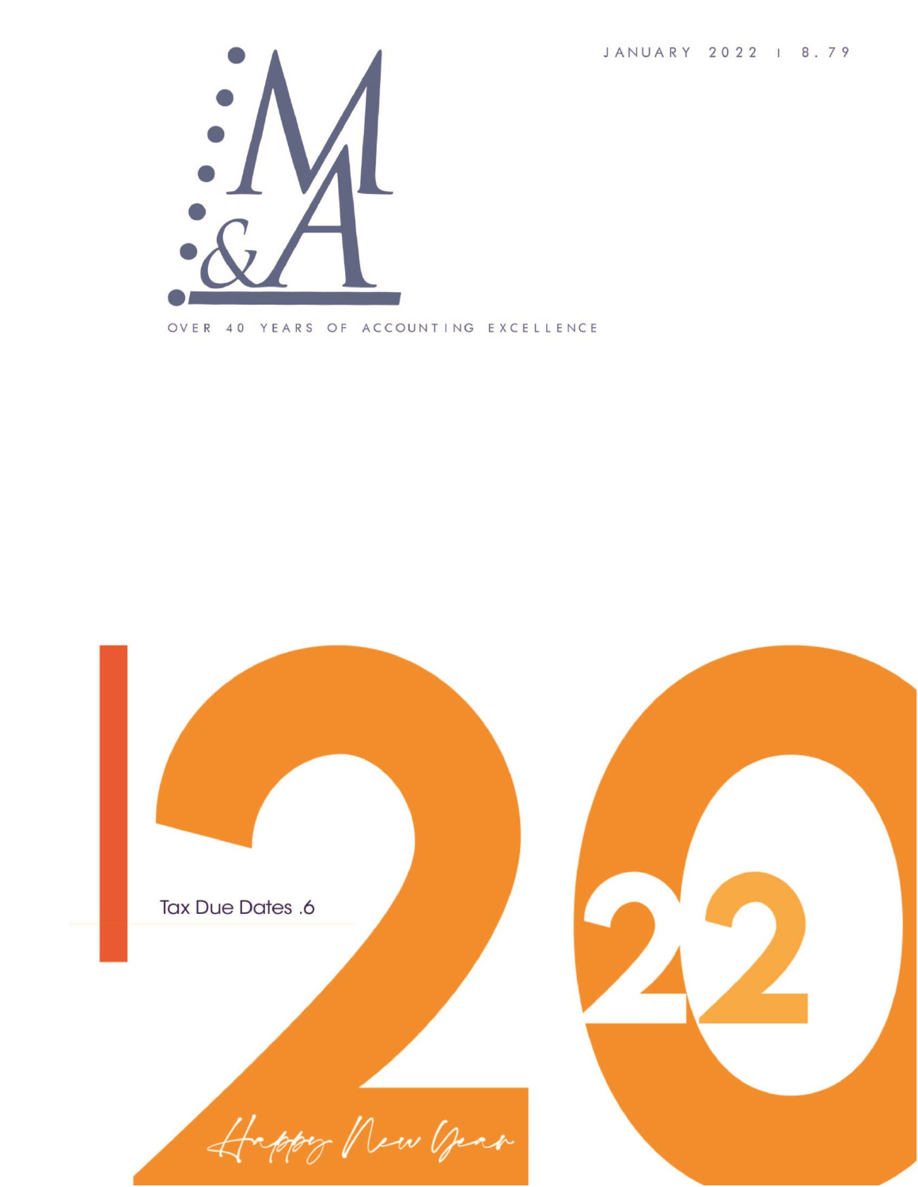JANUARY 2022 | 8.79

# M&A

OVER 40 YEARS OF ACCOUNTING EXCELLENCE

# 2022

Tax Due Dates .6

*Happy New Year*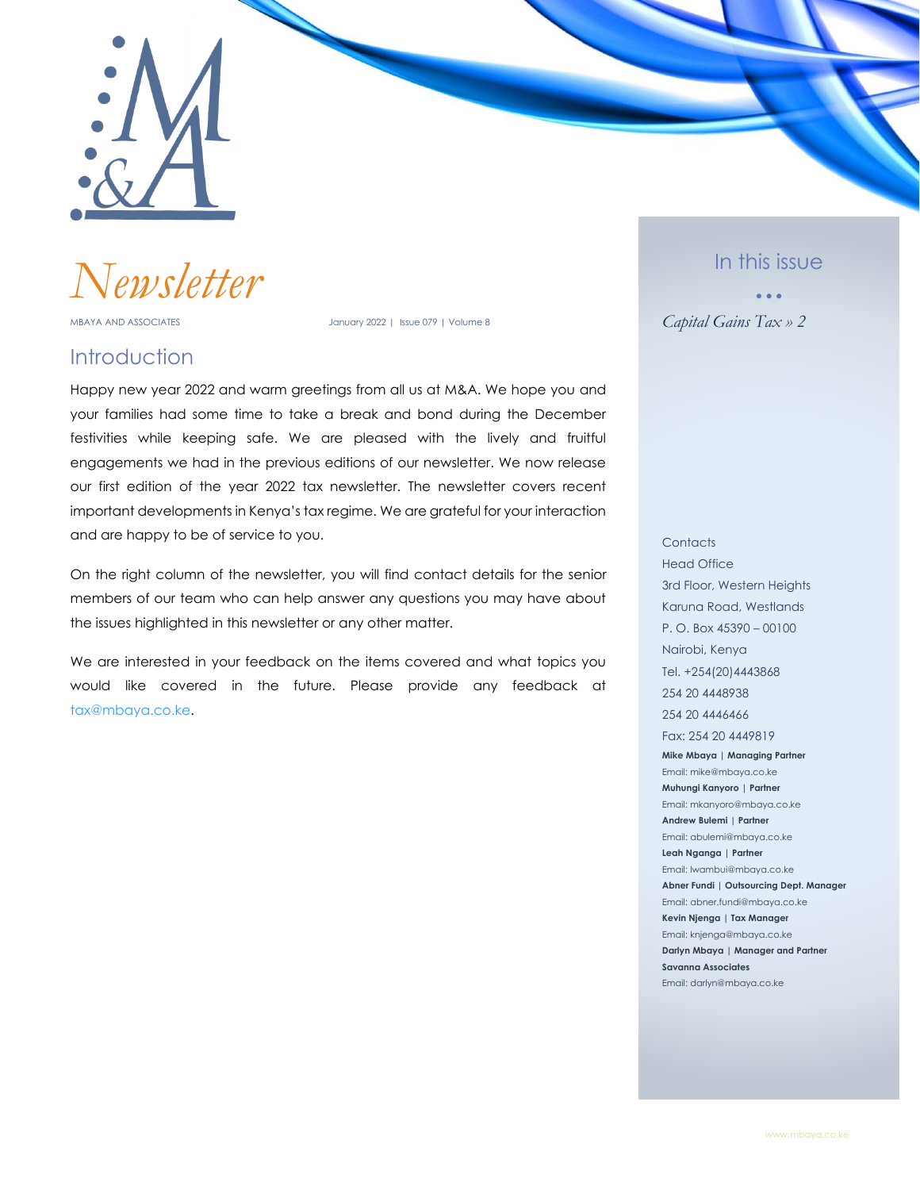# Newsletter

MBAYA AND ASSOCIATES

January 2022 | Issue 079 | Volume 8

## Introduction

Happy new year 2022 and warm greetings from all us at M&A. We hope you and your families had some time to take a break and bond during the December festivities while keeping safe. We are pleased with the lively and fruitful engagements we had in the previous editions of our newsletter. We now release our first edition of the year 2022 tax newsletter. The newsletter covers recent important developments in Kenya's tax regime. We are grateful for your interaction and are happy to be of service to you.

On the right column of the newsletter, you will find contact details for the senior members of our team who can help answer any questions you may have about the issues highlighted in this newsletter or any other matter.

We are interested in your feedback on the items covered and what topics you would like covered in the future. Please provide any feedback at tax@mbaya.co.ke.

## In this issue

*Capital Gains Tax » 2*

Contacts

Head Office

3rd Floor, Western Heights

Karuna Road, Westlands

P. O. Box 45390 – 00100

Nairobi, Kenya

Tel. +254(20)4443868

254 20 4448938

254 20 4446466

Fax: 254 20 4449819

**Mike Mbaya | Managing Partner**

Email: mike@mbaya.co.ke

**Muhungi Kanyoro | Partner**

Email: mkanyoro@mbaya.co.ke

**Andrew Bulemi | Partner**

Email: abulemi@mbaya.co.ke

**Leah Nganga | Partner**

Email: lwambui@mbaya.co.ke

**Abner Fundi | Outsourcing Dept. Manager**

Email: abner.fundi@mbaya.co.ke

**Kevin Njenga | Tax Manager**

Email: knjenga@mbaya.co.ke

**Darlyn Mbaya | Manager and Partner Savanna Associates**

Email: darlyn@mbaya.co.ke

www.mbaya.co.ke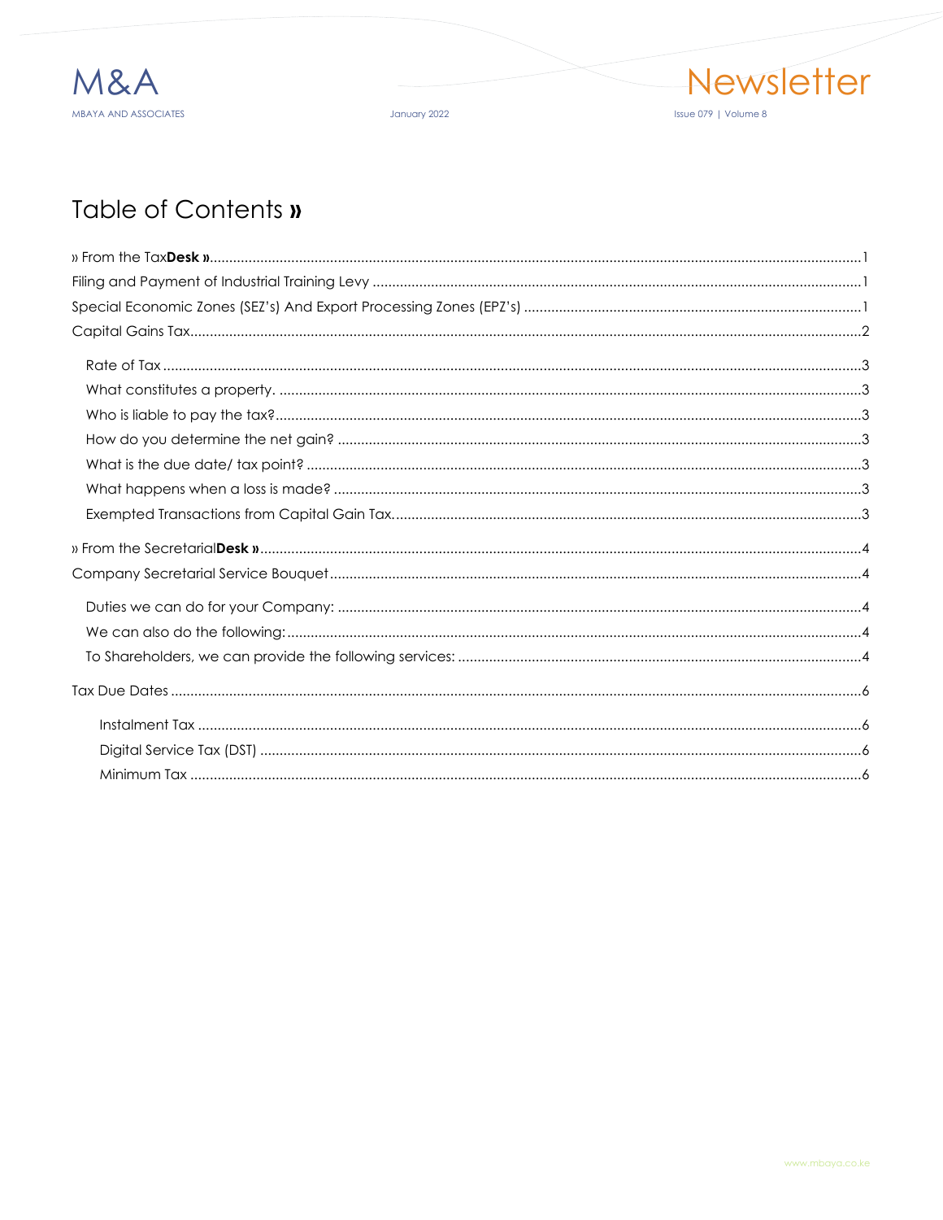# Table of Contents »

» From the TaxDesk » ..... 1
Filing and Payment of Industrial Training Levy ..... 1
Special Economic Zones (SEZ's) And Export Processing Zones (EPZ's) ..... 1
Capital Gains Tax ..... 2

- Rate of Tax ..... 3
- What constitutes a property. ..... 3
- Who is liable to pay the tax? ..... 3
- How do you determine the net gain? ..... 3
- What is the due date/ tax point? ..... 3
- What happens when a loss is made? ..... 3
- Exempted Transactions from Capital Gain Tax. ..... 3

» From the SecretarialDesk » ..... 4
Company Secretarial Service Bouquet ..... 4

- Duties we can do for your Company: ..... 4
- We can also do the following: ..... 4
- To Shareholders, we can provide the following services: ..... 4

Tax Due Dates ..... 6

- Instalment Tax ..... 6
- Digital Service Tax (DST) ..... 6
- Minimum Tax ..... 6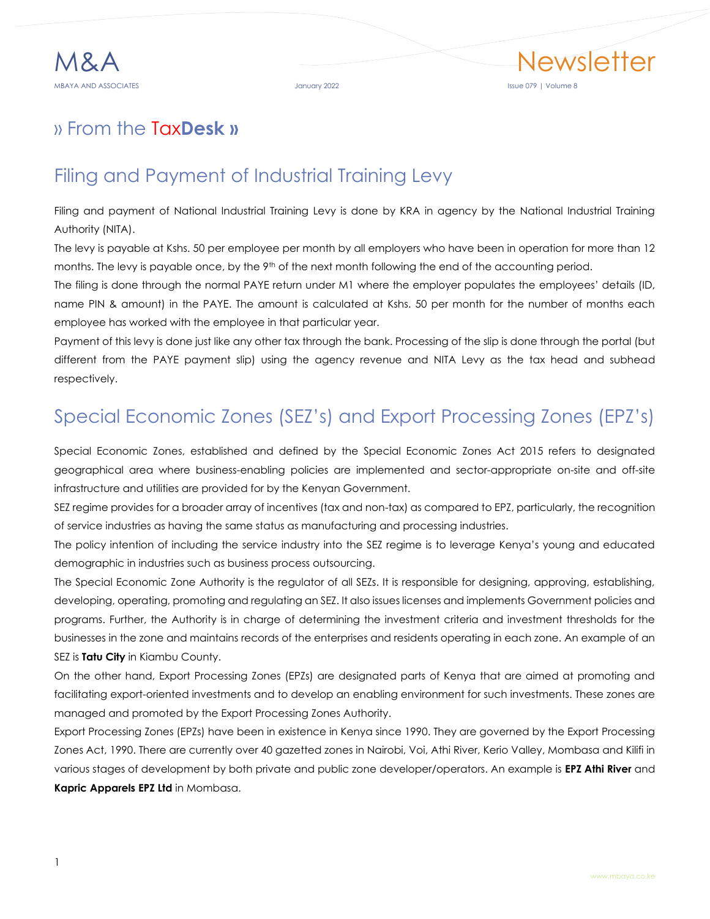# » From the Tax**Desk** »

## Filing and Payment of Industrial Training Levy

Filing and payment of National Industrial Training Levy is done by KRA in agency by the National Industrial Training Authority (NITA).

The levy is payable at Kshs. 50 per employee per month by all employers who have been in operation for more than 12 months. The levy is payable once, by the 9th of the next month following the end of the accounting period.

The filing is done through the normal PAYE return under M1 where the employer populates the employees' details (ID, name PIN & amount) in the PAYE. The amount is calculated at Kshs. 50 per month for the number of months each employee has worked with the employee in that particular year.

Payment of this levy is done just like any other tax through the bank. Processing of the slip is done through the portal (but different from the PAYE payment slip) using the agency revenue and NITA Levy as the tax head and subhead respectively.

## Special Economic Zones (SEZ's) and Export Processing Zones (EPZ's)

Special Economic Zones, established and defined by the Special Economic Zones Act 2015 refers to designated geographical area where business-enabling policies are implemented and sector-appropriate on-site and off-site infrastructure and utilities are provided for by the Kenyan Government.

SEZ regime provides for a broader array of incentives (tax and non-tax) as compared to EPZ, particularly, the recognition of service industries as having the same status as manufacturing and processing industries.

The policy intention of including the service industry into the SEZ regime is to leverage Kenya's young and educated demographic in industries such as business process outsourcing.

The Special Economic Zone Authority is the regulator of all SEZs. It is responsible for designing, approving, establishing, developing, operating, promoting and regulating an SEZ. It also issues licenses and implements Government policies and programs. Further, the Authority is in charge of determining the investment criteria and investment thresholds for the businesses in the zone and maintains records of the enterprises and residents operating in each zone. An example of an SEZ is **Tatu City** in Kiambu County.

On the other hand, Export Processing Zones (EPZs) are designated parts of Kenya that are aimed at promoting and facilitating export-oriented investments and to develop an enabling environment for such investments. These zones are managed and promoted by the Export Processing Zones Authority.

Export Processing Zones (EPZs) have been in existence in Kenya since 1990. They are governed by the Export Processing Zones Act, 1990. There are currently over 40 gazetted zones in Nairobi, Voi, Athi River, Kerio Valley, Mombasa and Kilifi in various stages of development by both private and public zone developer/operators. An example is **EPZ Athi River** and **Kapric Apparels EPZ Ltd** in Mombasa.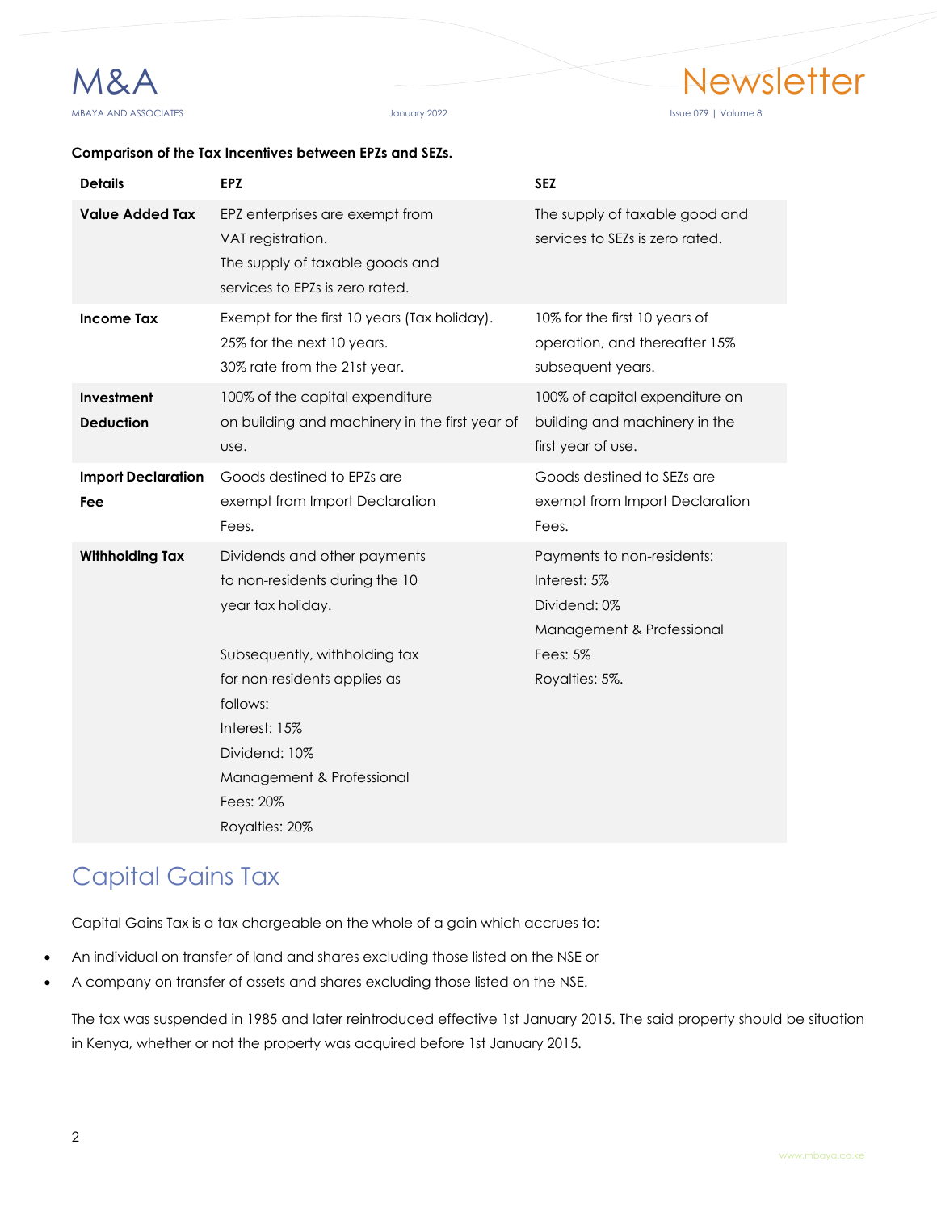**Comparison of the Tax Incentives between EPZs and SEZs.**

| Details | EPZ | SEZ |
|---|---|---|
| **Value Added Tax** | EPZ enterprises are exempt from VAT registration. The supply of taxable goods and services to EPZs is zero rated. | The supply of taxable good and services to SEZs is zero rated. |
| **Income Tax** | Exempt for the first 10 years (Tax holiday). 25% for the next 10 years. 30% rate from the 21st year. | 10% for the first 10 years of operation, and thereafter 15% subsequent years. |
| **Investment Deduction** | 100% of the capital expenditure on building and machinery in the first year of use. | 100% of capital expenditure on building and machinery in the first year of use. |
| **Import Declaration Fee** | Goods destined to EPZs are exempt from Import Declaration Fees. | Goods destined to SEZs are exempt from Import Declaration Fees. |
| **Withholding Tax** | Dividends and other payments to non-residents during the 10 year tax holiday.<br><br>Subsequently, withholding tax for non-residents applies as follows:<br>Interest: 15%<br>Dividend: 10%<br>Management & Professional Fees: 20%<br>Royalties: 20% | Payments to non-residents:<br>Interest: 5%<br>Dividend: 0%<br>Management & Professional Fees: 5%<br>Royalties: 5%. |

# Capital Gains Tax

Capital Gains Tax is a tax chargeable on the whole of a gain which accrues to:

- An individual on transfer of land and shares excluding those listed on the NSE or
- A company on transfer of assets and shares excluding those listed on the NSE.

The tax was suspended in 1985 and later reintroduced effective 1st January 2015. The said property should be situation in Kenya, whether or not the property was acquired before 1st January 2015.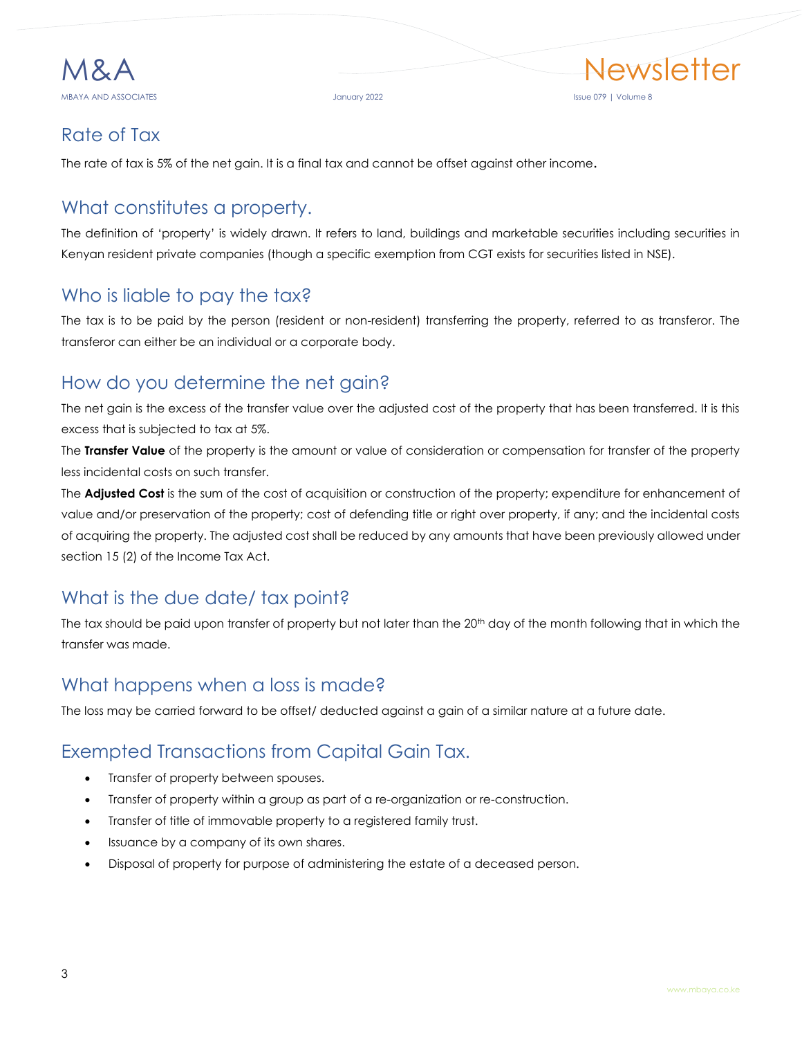## Rate of Tax

The rate of tax is 5% of the net gain. It is a final tax and cannot be offset against other income.

## What constitutes a property.

The definition of 'property' is widely drawn. It refers to land, buildings and marketable securities including securities in Kenyan resident private companies (though a specific exemption from CGT exists for securities listed in NSE).

## Who is liable to pay the tax?

The tax is to be paid by the person (resident or non-resident) transferring the property, referred to as transferor. The transferor can either be an individual or a corporate body.

## How do you determine the net gain?

The net gain is the excess of the transfer value over the adjusted cost of the property that has been transferred. It is this excess that is subjected to tax at 5%.

The **Transfer Value** of the property is the amount or value of consideration or compensation for transfer of the property less incidental costs on such transfer.

The **Adjusted Cost** is the sum of the cost of acquisition or construction of the property; expenditure for enhancement of value and/or preservation of the property; cost of defending title or right over property, if any; and the incidental costs of acquiring the property. The adjusted cost shall be reduced by any amounts that have been previously allowed under section 15 (2) of the Income Tax Act.

## What is the due date/ tax point?

The tax should be paid upon transfer of property but not later than the 20th day of the month following that in which the transfer was made.

## What happens when a loss is made?

The loss may be carried forward to be offset/ deducted against a gain of a similar nature at a future date.

## Exempted Transactions from Capital Gain Tax.

- Transfer of property between spouses.
- Transfer of property within a group as part of a re-organization or re-construction.
- Transfer of title of immovable property to a registered family trust.
- Issuance by a company of its own shares.
- Disposal of property for purpose of administering the estate of a deceased person.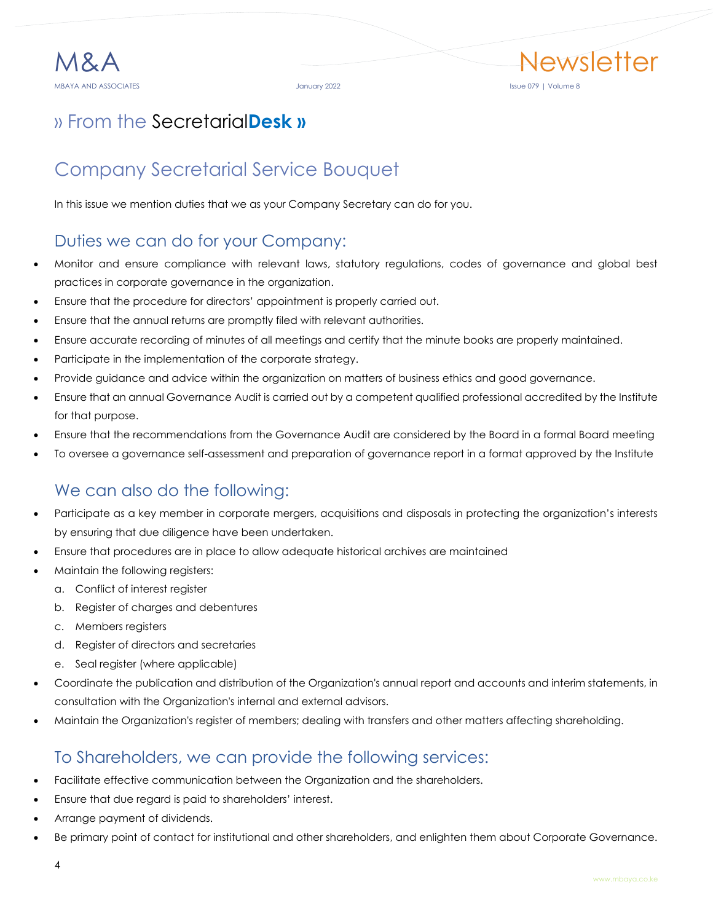## » From the Secretarial**Desk »**

# Company Secretarial Service Bouquet

In this issue we mention duties that we as your Company Secretary can do for you.

## Duties we can do for your Company:

- Monitor and ensure compliance with relevant laws, statutory regulations, codes of governance and global best practices in corporate governance in the organization.
- Ensure that the procedure for directors' appointment is properly carried out.
- Ensure that the annual returns are promptly filed with relevant authorities.
- Ensure accurate recording of minutes of all meetings and certify that the minute books are properly maintained.
- Participate in the implementation of the corporate strategy.
- Provide guidance and advice within the organization on matters of business ethics and good governance.
- Ensure that an annual Governance Audit is carried out by a competent qualified professional accredited by the Institute for that purpose.
- Ensure that the recommendations from the Governance Audit are considered by the Board in a formal Board meeting
- To oversee a governance self-assessment and preparation of governance report in a format approved by the Institute

## We can also do the following:

- Participate as a key member in corporate mergers, acquisitions and disposals in protecting the organization's interests by ensuring that due diligence have been undertaken.
- Ensure that procedures are in place to allow adequate historical archives are maintained
- Maintain the following registers:
  a. Conflict of interest register
  b. Register of charges and debentures
  c. Members registers
  d. Register of directors and secretaries
  e. Seal register (where applicable)
- Coordinate the publication and distribution of the Organization's annual report and accounts and interim statements, in consultation with the Organization's internal and external advisors.
- Maintain the Organization's register of members; dealing with transfers and other matters affecting shareholding.

## To Shareholders, we can provide the following services:

- Facilitate effective communication between the Organization and the shareholders.
- Ensure that due regard is paid to shareholders' interest.
- Arrange payment of dividends.
- Be primary point of contact for institutional and other shareholders, and enlighten them about Corporate Governance.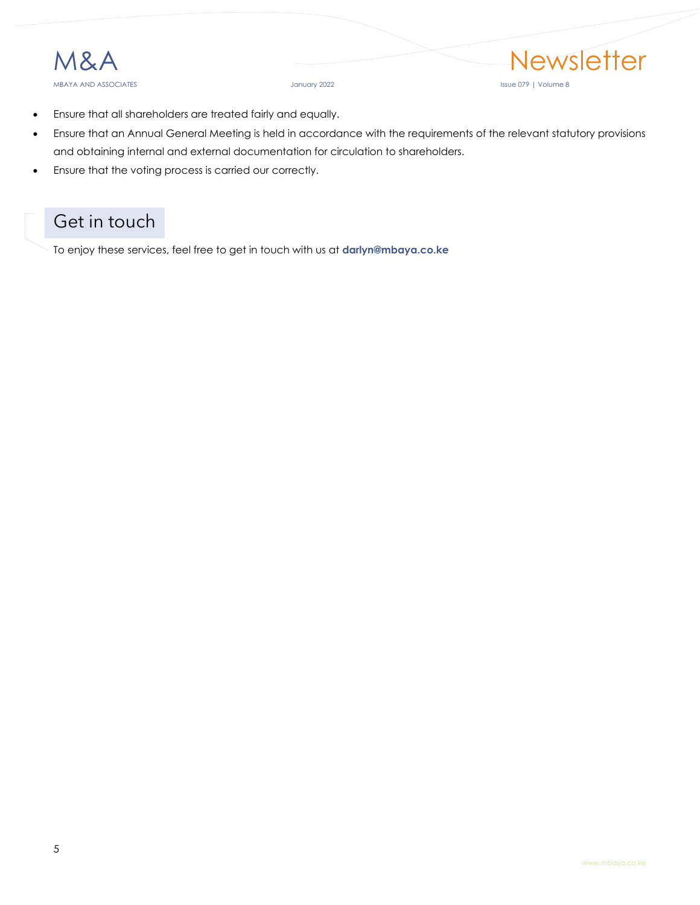- Ensure that all shareholders are treated fairly and equally.
- Ensure that an Annual General Meeting is held in accordance with the requirements of the relevant statutory provisions and obtaining internal and external documentation for circulation to shareholders.
- Ensure that the voting process is carried our correctly.

## Get in touch

To enjoy these services, feel free to get in touch with us at **darlyn@mbaya.co.ke**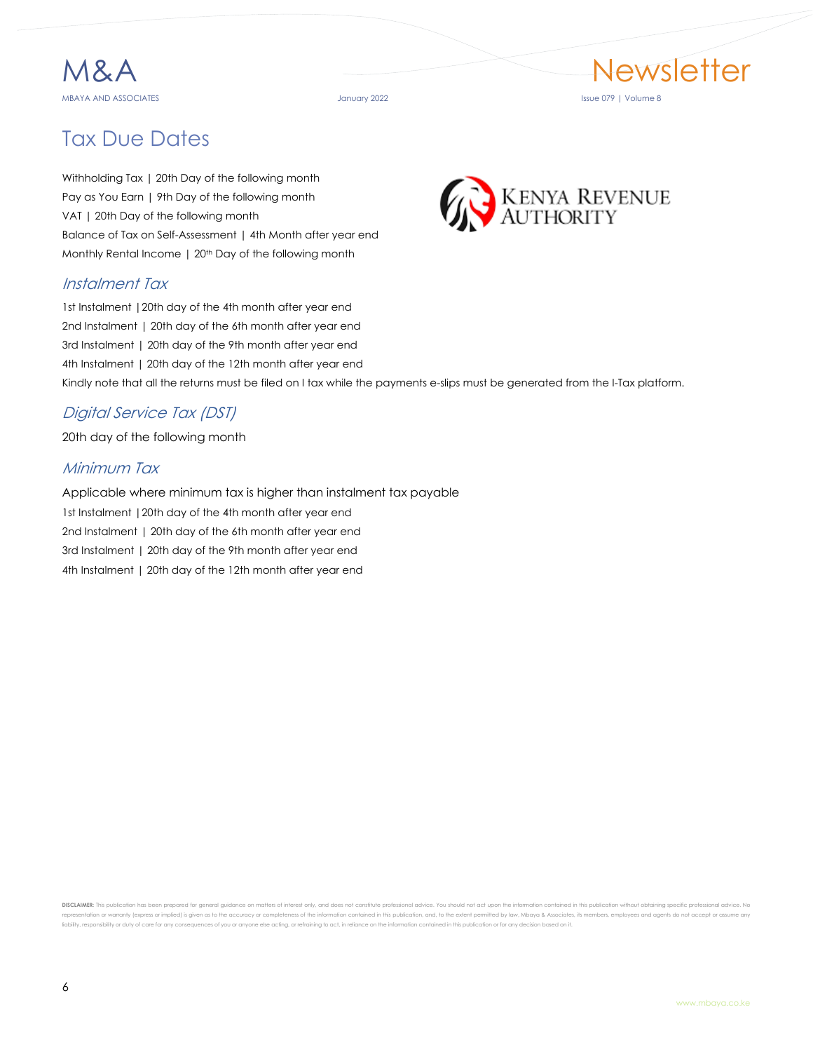## Tax Due Dates

Withholding Tax | 20th Day of the following month
Pay as You Earn | 9th Day of the following month
VAT | 20th Day of the following month
Balance of Tax on Self-Assessment | 4th Month after year end
Monthly Rental Income | 20th Day of the following month

### *Instalment Tax*

1st Instalment |20th day of the 4th month after year end
2nd Instalment | 20th day of the 6th month after year end
3rd Instalment | 20th day of the 9th month after year end
4th Instalment | 20th day of the 12th month after year end
Kindly note that all the returns must be filed on I tax while the payments e-slips must be generated from the I-Tax platform.

### *Digital Service Tax (DST)*

20th day of the following month

### *Minimum Tax*

Applicable where minimum tax is higher than instalment tax payable
1st Instalment |20th day of the 4th month after year end
2nd Instalment | 20th day of the 6th month after year end
3rd Instalment | 20th day of the 9th month after year end
4th Instalment | 20th day of the 12th month after year end

**DISCLAIMER:** This publication has been prepared for general guidance on matters of interest only, and does not constitute professional advice. You should not act upon the information contained in this publication without obtaining specific professional advice. No representation or warranty (express or implied) is given as to the accuracy or completeness of the information contained in this publication, and, to the extent permitted by law, Mbaya & Associates, its members, employees and agents do not accept or assume any liability, responsibility or duty of care for any consequences of you or anyone else acting, or refraining to act, in reliance on the information contained in this publication or for any decision based on it.